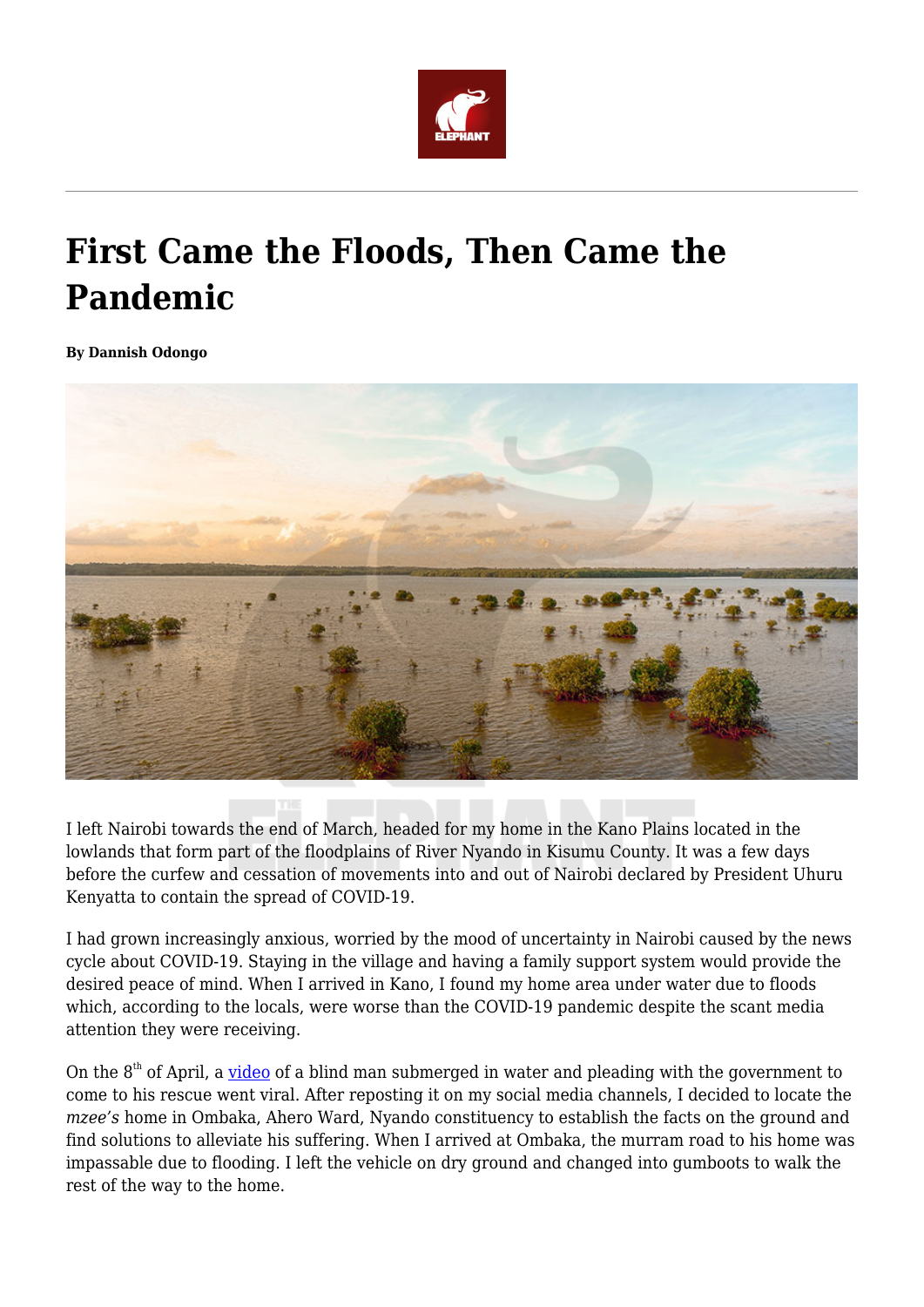# First Came the Floods, Then Came the Pandemic

**By Dannish Odongo**

I left Nairobi towards the end of March, headed for my home in the Kano Plains located in the lowlands that form part of the floodplains of River Nyando in Kisumu County. It was a few days before the curfew and cessation of movements into and out of Nairobi declared by President Uhuru Kenyatta to contain the spread of COVID-19.

I had grown increasingly anxious, worried by the mood of uncertainty in Nairobi caused by the news cycle about COVID-19. Staying in the village and having a family support system would provide the desired peace of mind. When I arrived in Kano, I found my home area under water due to floods which, according to the locals, were worse than the COVID-19 pandemic despite the scant media attention they were receiving.

On the 8th of April, a video of a blind man submerged in water and pleading with the government to come to his rescue went viral. After reposting it on my social media channels, I decided to locate the *mzee's* home in Ombaka, Ahero Ward, Nyando constituency to establish the facts on the ground and find solutions to alleviate his suffering. When I arrived at Ombaka, the murram road to his home was impassable due to flooding. I left the vehicle on dry ground and changed into gumboots to walk the rest of the way to the home.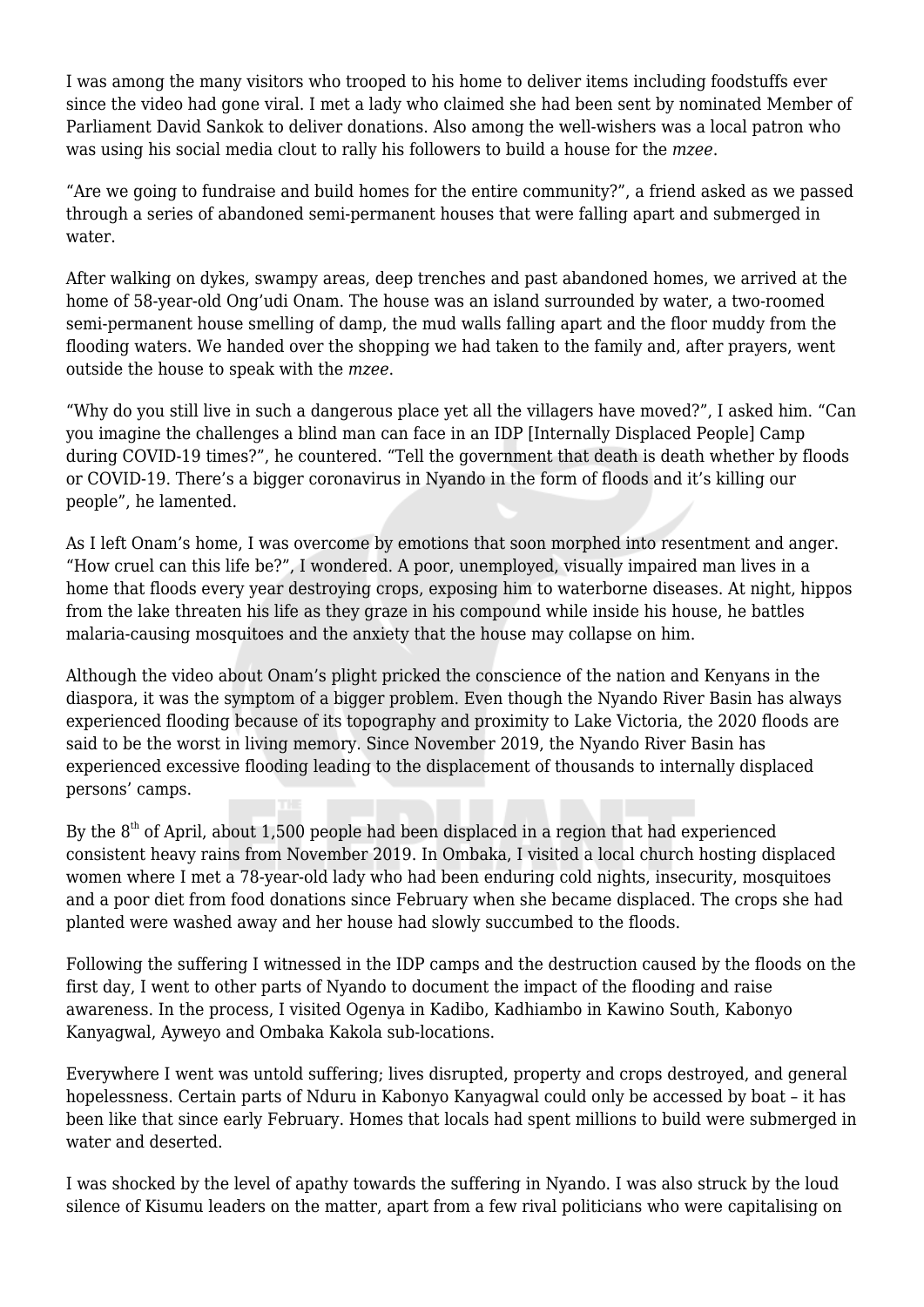I was among the many visitors who trooped to his home to deliver items including foodstuffs ever since the video had gone viral. I met a lady who claimed she had been sent by nominated Member of Parliament David Sankok to deliver donations. Also among the well-wishers was a local patron who was using his social media clout to rally his followers to build a house for the *mzee*.

"Are we going to fundraise and build homes for the entire community?", a friend asked as we passed through a series of abandoned semi-permanent houses that were falling apart and submerged in water.

After walking on dykes, swampy areas, deep trenches and past abandoned homes, we arrived at the home of 58-year-old Ong'udi Onam. The house was an island surrounded by water, a two-roomed semi-permanent house smelling of damp, the mud walls falling apart and the floor muddy from the flooding waters. We handed over the shopping we had taken to the family and, after prayers, went outside the house to speak with the *mzee*.

"Why do you still live in such a dangerous place yet all the villagers have moved?", I asked him. "Can you imagine the challenges a blind man can face in an IDP [Internally Displaced People] Camp during COVID-19 times?", he countered. "Tell the government that death is death whether by floods or COVID-19. There's a bigger coronavirus in Nyando in the form of floods and it's killing our people", he lamented.

As I left Onam's home, I was overcome by emotions that soon morphed into resentment and anger. "How cruel can this life be?", I wondered. A poor, unemployed, visually impaired man lives in a home that floods every year destroying crops, exposing him to waterborne diseases. At night, hippos from the lake threaten his life as they graze in his compound while inside his house, he battles malaria-causing mosquitoes and the anxiety that the house may collapse on him.

Although the video about Onam's plight pricked the conscience of the nation and Kenyans in the diaspora, it was the symptom of a bigger problem. Even though the Nyando River Basin has always experienced flooding because of its topography and proximity to Lake Victoria, the 2020 floods are said to be the worst in living memory. Since November 2019, the Nyando River Basin has experienced excessive flooding leading to the displacement of thousands to internally displaced persons' camps.

By the 8th of April, about 1,500 people had been displaced in a region that had experienced consistent heavy rains from November 2019. In Ombaka, I visited a local church hosting displaced women where I met a 78-year-old lady who had been enduring cold nights, insecurity, mosquitoes and a poor diet from food donations since February when she became displaced. The crops she had planted were washed away and her house had slowly succumbed to the floods.

Following the suffering I witnessed in the IDP camps and the destruction caused by the floods on the first day, I went to other parts of Nyando to document the impact of the flooding and raise awareness. In the process, I visited Ogenya in Kadibo, Kadhiambo in Kawino South, Kabonyo Kanyagwal, Ayweyo and Ombaka Kakola sub-locations.

Everywhere I went was untold suffering; lives disrupted, property and crops destroyed, and general hopelessness. Certain parts of Nduru in Kabonyo Kanyagwal could only be accessed by boat – it has been like that since early February. Homes that locals had spent millions to build were submerged in water and deserted.

I was shocked by the level of apathy towards the suffering in Nyando. I was also struck by the loud silence of Kisumu leaders on the matter, apart from a few rival politicians who were capitalising on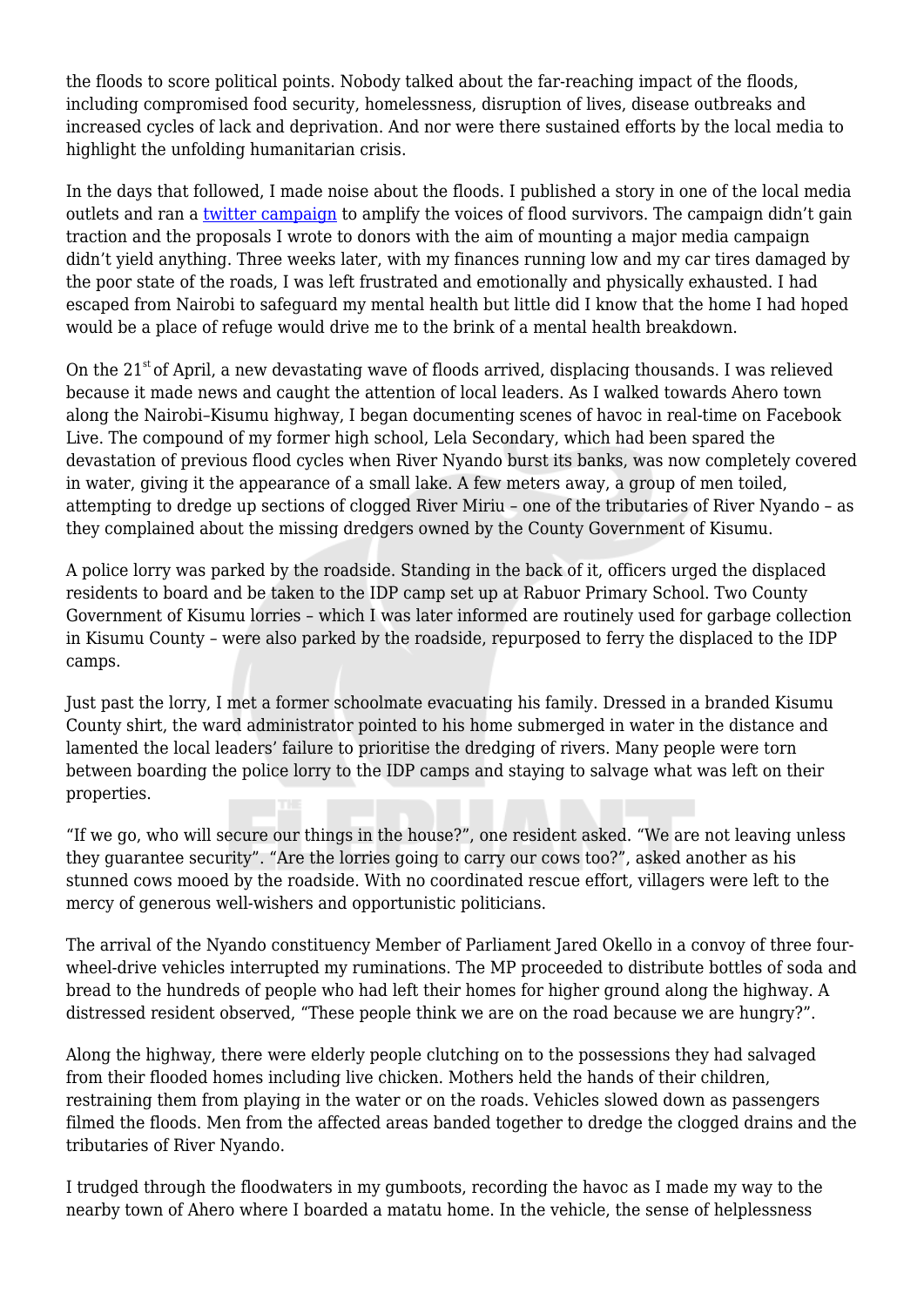the floods to score political points. Nobody talked about the far-reaching impact of the floods, including compromised food security, homelessness, disruption of lives, disease outbreaks and increased cycles of lack and deprivation. And nor were there sustained efforts by the local media to highlight the unfolding humanitarian crisis.

In the days that followed, I made noise about the floods. I published a story in one of the local media outlets and ran a twitter campaign to amplify the voices of flood survivors. The campaign didn't gain traction and the proposals I wrote to donors with the aim of mounting a major media campaign didn't yield anything. Three weeks later, with my finances running low and my car tires damaged by the poor state of the roads, I was left frustrated and emotionally and physically exhausted. I had escaped from Nairobi to safeguard my mental health but little did I know that the home I had hoped would be a place of refuge would drive me to the brink of a mental health breakdown.

On the 21st of April, a new devastating wave of floods arrived, displacing thousands. I was relieved because it made news and caught the attention of local leaders. As I walked towards Ahero town along the Nairobi–Kisumu highway, I began documenting scenes of havoc in real-time on Facebook Live. The compound of my former high school, Lela Secondary, which had been spared the devastation of previous flood cycles when River Nyando burst its banks, was now completely covered in water, giving it the appearance of a small lake. A few meters away, a group of men toiled, attempting to dredge up sections of clogged River Miriu – one of the tributaries of River Nyando – as they complained about the missing dredgers owned by the County Government of Kisumu.

A police lorry was parked by the roadside. Standing in the back of it, officers urged the displaced residents to board and be taken to the IDP camp set up at Rabuor Primary School. Two County Government of Kisumu lorries – which I was later informed are routinely used for garbage collection in Kisumu County – were also parked by the roadside, repurposed to ferry the displaced to the IDP camps.

Just past the lorry, I met a former schoolmate evacuating his family. Dressed in a branded Kisumu County shirt, the ward administrator pointed to his home submerged in water in the distance and lamented the local leaders' failure to prioritise the dredging of rivers. Many people were torn between boarding the police lorry to the IDP camps and staying to salvage what was left on their properties.

"If we go, who will secure our things in the house?", one resident asked. "We are not leaving unless they guarantee security". "Are the lorries going to carry our cows too?", asked another as his stunned cows mooed by the roadside. With no coordinated rescue effort, villagers were left to the mercy of generous well-wishers and opportunistic politicians.

The arrival of the Nyando constituency Member of Parliament Jared Okello in a convoy of three four-wheel-drive vehicles interrupted my ruminations. The MP proceeded to distribute bottles of soda and bread to the hundreds of people who had left their homes for higher ground along the highway. A distressed resident observed, "These people think we are on the road because we are hungry?".

Along the highway, there were elderly people clutching on to the possessions they had salvaged from their flooded homes including live chicken. Mothers held the hands of their children, restraining them from playing in the water or on the roads. Vehicles slowed down as passengers filmed the floods. Men from the affected areas banded together to dredge the clogged drains and the tributaries of River Nyando.

I trudged through the floodwaters in my gumboots, recording the havoc as I made my way to the nearby town of Ahero where I boarded a matatu home. In the vehicle, the sense of helplessness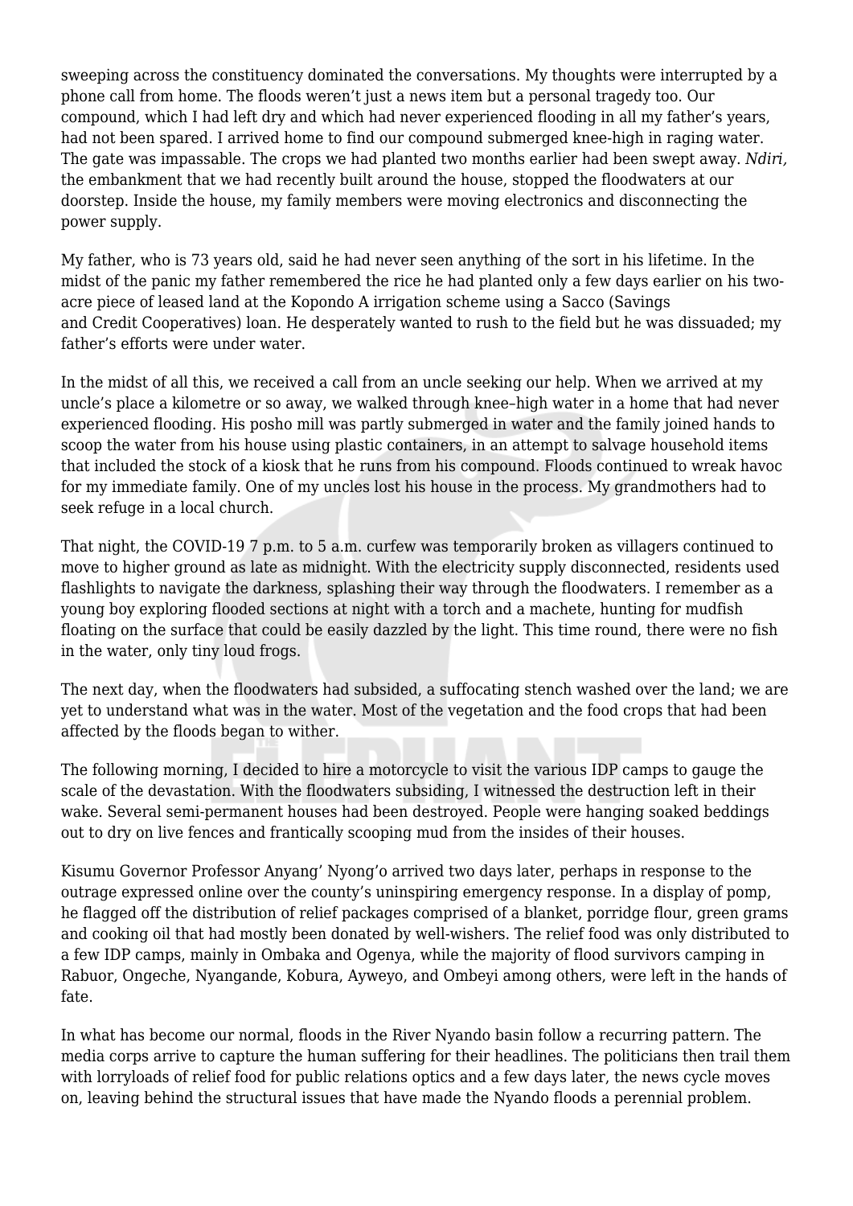sweeping across the constituency dominated the conversations. My thoughts were interrupted by a phone call from home. The floods weren't just a news item but a personal tragedy too. Our compound, which I had left dry and which had never experienced flooding in all my father's years, had not been spared. I arrived home to find our compound submerged knee-high in raging water. The gate was impassable. The crops we had planted two months earlier had been swept away. *Ndiri,* the embankment that we had recently built around the house, stopped the floodwaters at our doorstep. Inside the house, my family members were moving electronics and disconnecting the power supply.

My father, who is 73 years old, said he had never seen anything of the sort in his lifetime. In the midst of the panic my father remembered the rice he had planted only a few days earlier on his two-acre piece of leased land at the Kopondo A irrigation scheme using a Sacco (Savings and Credit Cooperatives) loan. He desperately wanted to rush to the field but he was dissuaded; my father's efforts were under water.

In the midst of all this, we received a call from an uncle seeking our help. When we arrived at my uncle's place a kilometre or so away, we walked through knee–high water in a home that had never experienced flooding. His posho mill was partly submerged in water and the family joined hands to scoop the water from his house using plastic containers, in an attempt to salvage household items that included the stock of a kiosk that he runs from his compound. Floods continued to wreak havoc for my immediate family. One of my uncles lost his house in the process. My grandmothers had to seek refuge in a local church.

That night, the COVID-19 7 p.m. to 5 a.m. curfew was temporarily broken as villagers continued to move to higher ground as late as midnight. With the electricity supply disconnected, residents used flashlights to navigate the darkness, splashing their way through the floodwaters. I remember as a young boy exploring flooded sections at night with a torch and a machete, hunting for mudfish floating on the surface that could be easily dazzled by the light. This time round, there were no fish in the water, only tiny loud frogs.

The next day, when the floodwaters had subsided, a suffocating stench washed over the land; we are yet to understand what was in the water. Most of the vegetation and the food crops that had been affected by the floods began to wither.

The following morning, I decided to hire a motorcycle to visit the various IDP camps to gauge the scale of the devastation. With the floodwaters subsiding, I witnessed the destruction left in their wake. Several semi-permanent houses had been destroyed. People were hanging soaked beddings out to dry on live fences and frantically scooping mud from the insides of their houses.

Kisumu Governor Professor Anyang' Nyong'o arrived two days later, perhaps in response to the outrage expressed online over the county's uninspiring emergency response. In a display of pomp, he flagged off the distribution of relief packages comprised of a blanket, porridge flour, green grams and cooking oil that had mostly been donated by well-wishers. The relief food was only distributed to a few IDP camps, mainly in Ombaka and Ogenya, while the majority of flood survivors camping in Rabuor, Ongeche, Nyangande, Kobura, Ayweyo, and Ombeyi among others, were left in the hands of fate.

In what has become our normal, floods in the River Nyando basin follow a recurring pattern. The media corps arrive to capture the human suffering for their headlines. The politicians then trail them with lorryloads of relief food for public relations optics and a few days later, the news cycle moves on, leaving behind the structural issues that have made the Nyando floods a perennial problem.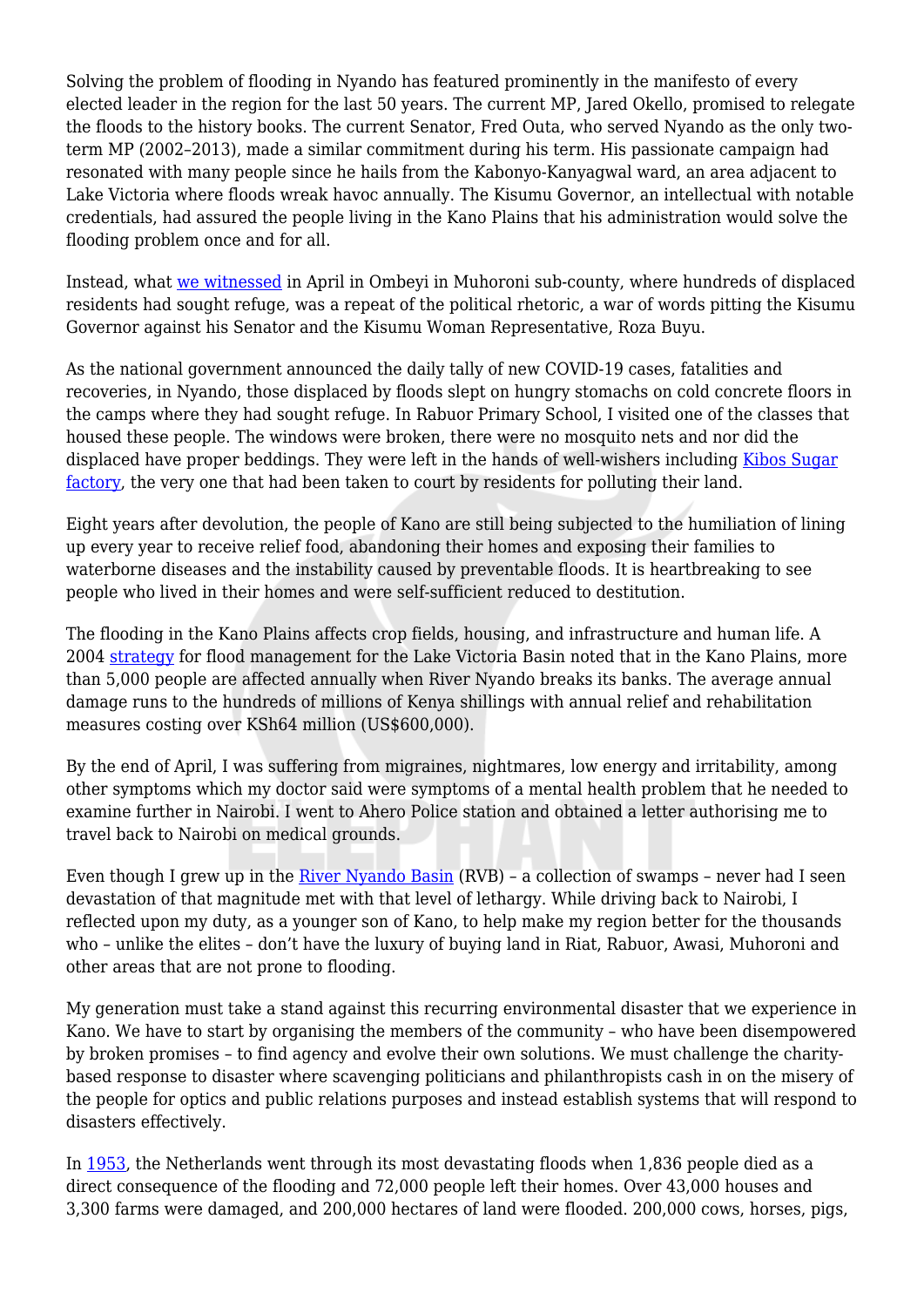Solving the problem of flooding in Nyando has featured prominently in the manifesto of every elected leader in the region for the last 50 years. The current MP, Jared Okello, promised to relegate the floods to the history books. The current Senator, Fred Outa, who served Nyando as the only two-term MP (2002–2013), made a similar commitment during his term. His passionate campaign had resonated with many people since he hails from the Kabonyo-Kanyagwal ward, an area adjacent to Lake Victoria where floods wreak havoc annually. The Kisumu Governor, an intellectual with notable credentials, had assured the people living in the Kano Plains that his administration would solve the flooding problem once and for all.

Instead, what we witnessed in April in Ombeyi in Muhoroni sub-county, where hundreds of displaced residents had sought refuge, was a repeat of the political rhetoric, a war of words pitting the Kisumu Governor against his Senator and the Kisumu Woman Representative, Roza Buyu.

As the national government announced the daily tally of new COVID-19 cases, fatalities and recoveries, in Nyando, those displaced by floods slept on hungry stomachs on cold concrete floors in the camps where they had sought refuge. In Rabuor Primary School, I visited one of the classes that housed these people. The windows were broken, there were no mosquito nets and nor did the displaced have proper beddings. They were left in the hands of well-wishers including Kibos Sugar factory, the very one that had been taken to court by residents for polluting their land.

Eight years after devolution, the people of Kano are still being subjected to the humiliation of lining up every year to receive relief food, abandoning their homes and exposing their families to waterborne diseases and the instability caused by preventable floods. It is heartbreaking to see people who lived in their homes and were self-sufficient reduced to destitution.

The flooding in the Kano Plains affects crop fields, housing, and infrastructure and human life. A 2004 strategy for flood management for the Lake Victoria Basin noted that in the Kano Plains, more than 5,000 people are affected annually when River Nyando breaks its banks. The average annual damage runs to the hundreds of millions of Kenya shillings with annual relief and rehabilitation measures costing over KSh64 million (US$600,000).

By the end of April, I was suffering from migraines, nightmares, low energy and irritability, among other symptoms which my doctor said were symptoms of a mental health problem that he needed to examine further in Nairobi. I went to Ahero Police station and obtained a letter authorising me to travel back to Nairobi on medical grounds.

Even though I grew up in the River Nyando Basin (RVB) – a collection of swamps – never had I seen devastation of that magnitude met with that level of lethargy. While driving back to Nairobi, I reflected upon my duty, as a younger son of Kano, to help make my region better for the thousands who – unlike the elites – don't have the luxury of buying land in Riat, Rabuor, Awasi, Muhoroni and other areas that are not prone to flooding.

My generation must take a stand against this recurring environmental disaster that we experience in Kano. We have to start by organising the members of the community – who have been disempowered by broken promises – to find agency and evolve their own solutions. We must challenge the charity-based response to disaster where scavenging politicians and philanthropists cash in on the misery of the people for optics and public relations purposes and instead establish systems that will respond to disasters effectively.

In 1953, the Netherlands went through its most devastating floods when 1,836 people died as a direct consequence of the flooding and 72,000 people left their homes. Over 43,000 houses and 3,300 farms were damaged, and 200,000 hectares of land were flooded. 200,000 cows, horses, pigs,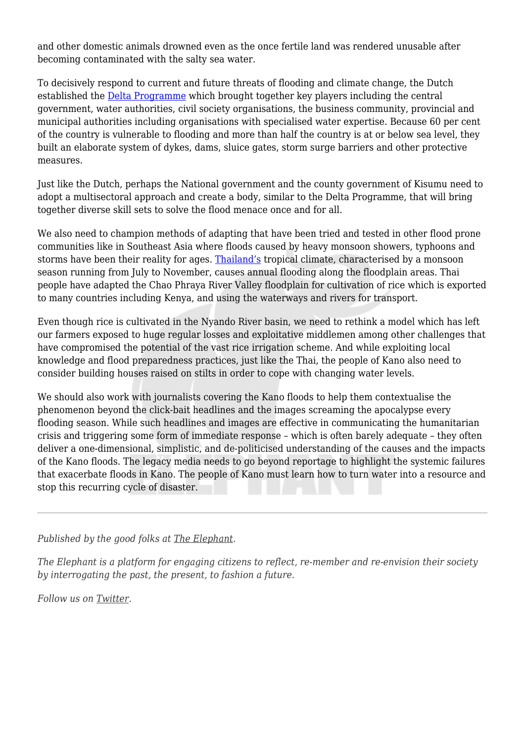and other domestic animals drowned even as the once fertile land was rendered unusable after becoming contaminated with the salty sea water.

To decisively respond to current and future threats of flooding and climate change, the Dutch established the Delta Programme which brought together key players including the central government, water authorities, civil society organisations, the business community, provincial and municipal authorities including organisations with specialised water expertise. Because 60 per cent of the country is vulnerable to flooding and more than half the country is at or below sea level, they built an elaborate system of dykes, dams, sluice gates, storm surge barriers and other protective measures.

Just like the Dutch, perhaps the National government and the county government of Kisumu need to adopt a multisectoral approach and create a body, similar to the Delta Programme, that will bring together diverse skill sets to solve the flood menace once and for all.

We also need to champion methods of adapting that have been tried and tested in other flood prone communities like in Southeast Asia where floods caused by heavy monsoon showers, typhoons and storms have been their reality for ages. Thailand's tropical climate, characterised by a monsoon season running from July to November, causes annual flooding along the floodplain areas. Thai people have adapted the Chao Phraya River Valley floodplain for cultivation of rice which is exported to many countries including Kenya, and using the waterways and rivers for transport.

Even though rice is cultivated in the Nyando River basin, we need to rethink a model which has left our farmers exposed to huge regular losses and exploitative middlemen among other challenges that have compromised the potential of the vast rice irrigation scheme. And while exploiting local knowledge and flood preparedness practices, just like the Thai, the people of Kano also need to consider building houses raised on stilts in order to cope with changing water levels.

We should also work with journalists covering the Kano floods to help them contextualise the phenomenon beyond the click-bait headlines and the images screaming the apocalypse every flooding season. While such headlines and images are effective in communicating the humanitarian crisis and triggering some form of immediate response – which is often barely adequate – they often deliver a one-dimensional, simplistic, and de-politicised understanding of the causes and the impacts of the Kano floods. The legacy media needs to go beyond reportage to highlight the systemic failures that exacerbate floods in Kano. The people of Kano must learn how to turn water into a resource and stop this recurring cycle of disaster.

---

*Published by the good folks at The Elephant.*

*The Elephant is a platform for engaging citizens to reflect, re-member and re-envision their society by interrogating the past, the present, to fashion a future.*

*Follow us on Twitter.*